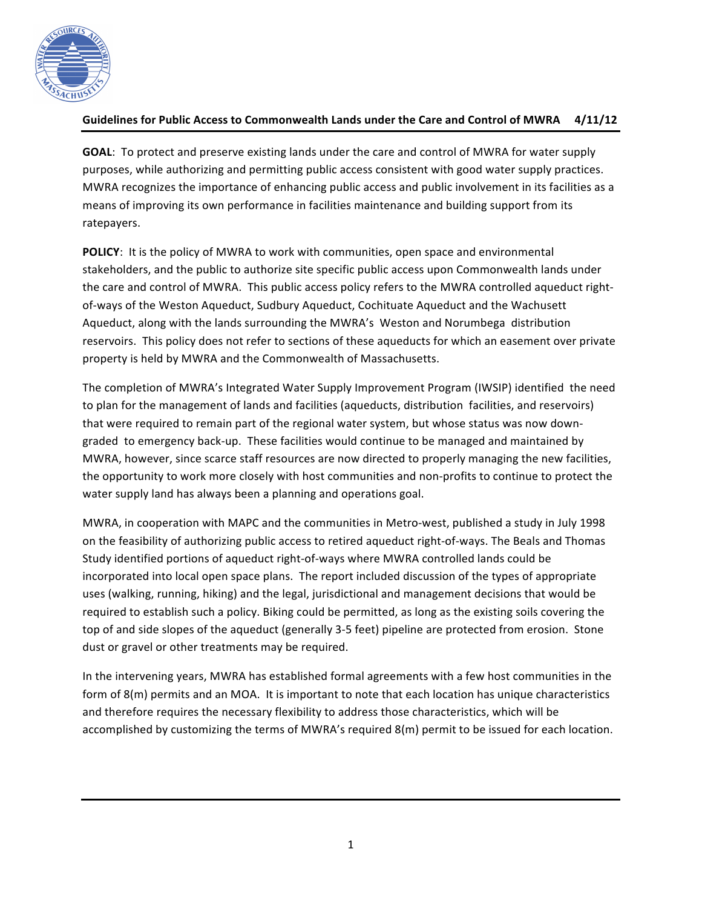## Guidelines for Public Access to Commonwealth Lands under the Care and Control of MWRA 4/11/12

**GOAL**: To protect and preserve existing lands under the care and control of MWRA for water supply purposes, while authorizing and permitting public access consistent with good water supply practices. MWRA recognizes the importance of enhancing public access and public involvement in its facilities as a means of improving its own performance in facilities maintenance and building support from its ratepayers.

**POLICY**: It is the policy of MWRA to work with communities, open space and environmental stakeholders, and the public to authorize site specific public access upon Commonwealth lands under the care and control of MWRA. This public access policy refers to the MWRA controlled aqueduct right-of-ways of the Weston Aqueduct, Sudbury Aqueduct, Cochituate Aqueduct and the Wachusett Aqueduct, along with the lands surrounding the MWRA's Weston and Norumbega distribution reservoirs. This policy does not refer to sections of these aqueducts for which an easement over private property is held by MWRA and the Commonwealth of Massachusetts.

The completion of MWRA's Integrated Water Supply Improvement Program (IWSIP) identified the need to plan for the management of lands and facilities (aqueducts, distribution facilities, and reservoirs) that were required to remain part of the regional water system, but whose status was now down-graded to emergency back-up. These facilities would continue to be managed and maintained by MWRA, however, since scarce staff resources are now directed to properly managing the new facilities, the opportunity to work more closely with host communities and non-profits to continue to protect the water supply land has always been a planning and operations goal.

MWRA, in cooperation with MAPC and the communities in Metro-west, published a study in July 1998 on the feasibility of authorizing public access to retired aqueduct right-of-ways. The Beals and Thomas Study identified portions of aqueduct right-of-ways where MWRA controlled lands could be incorporated into local open space plans. The report included discussion of the types of appropriate uses (walking, running, hiking) and the legal, jurisdictional and management decisions that would be required to establish such a policy. Biking could be permitted, as long as the existing soils covering the top of and side slopes of the aqueduct (generally 3-5 feet) pipeline are protected from erosion. Stone dust or gravel or other treatments may be required.

In the intervening years, MWRA has established formal agreements with a few host communities in the form of 8(m) permits and an MOA. It is important to note that each location has unique characteristics and therefore requires the necessary flexibility to address those characteristics, which will be accomplished by customizing the terms of MWRA's required 8(m) permit to be issued for each location.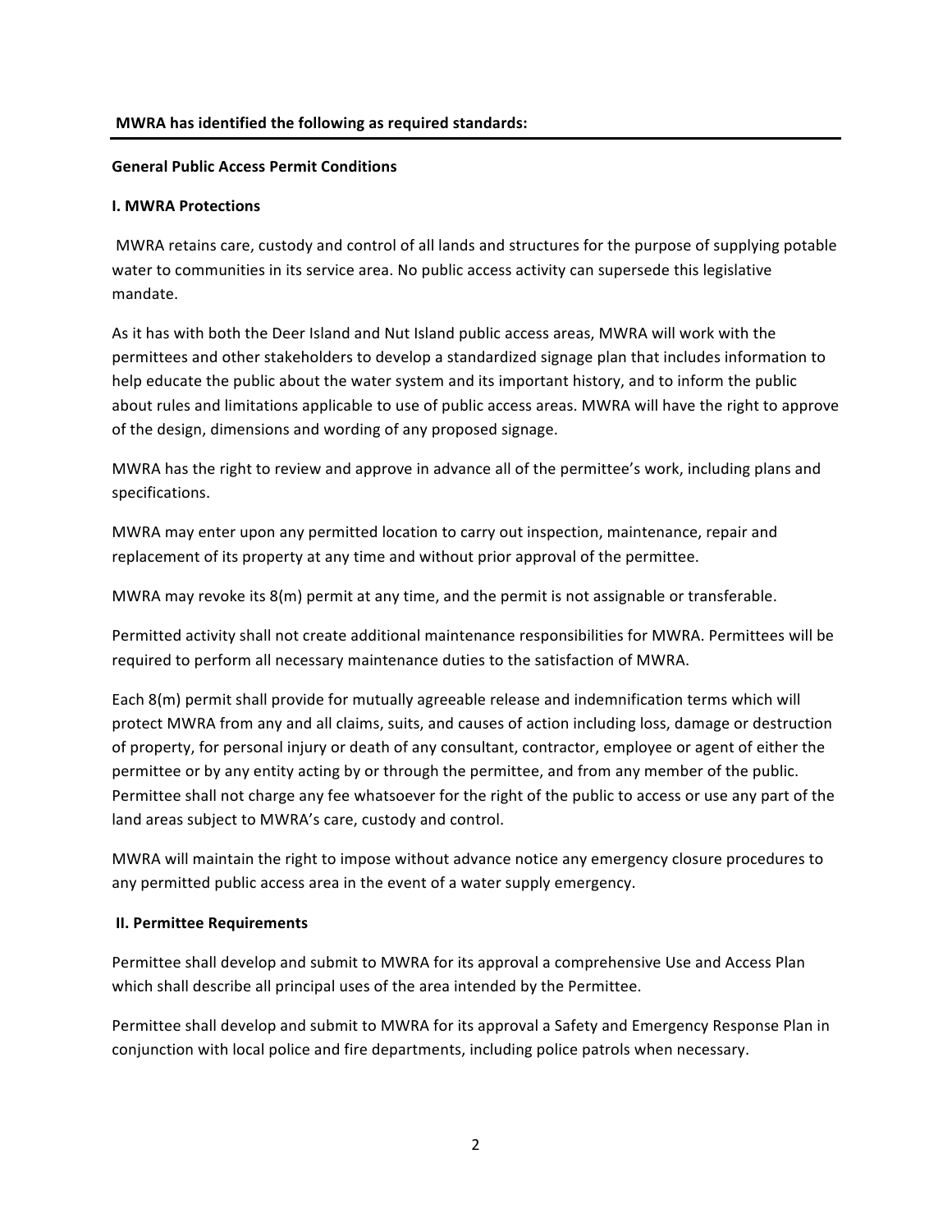**MWRA has identified the following as required standards:**

---

**General Public Access Permit Conditions**

**I. MWRA Protections**

MWRA retains care, custody and control of all lands and structures for the purpose of supplying potable water to communities in its service area. No public access activity can supersede this legislative mandate.

As it has with both the Deer Island and Nut Island public access areas, MWRA will work with the permittees and other stakeholders to develop a standardized signage plan that includes information to help educate the public about the water system and its important history, and to inform the public about rules and limitations applicable to use of public access areas. MWRA will have the right to approve of the design, dimensions and wording of any proposed signage.

MWRA has the right to review and approve in advance all of the permittee's work, including plans and specifications.

MWRA may enter upon any permitted location to carry out inspection, maintenance, repair and replacement of its property at any time and without prior approval of the permittee.

MWRA may revoke its 8(m) permit at any time, and the permit is not assignable or transferable.

Permitted activity shall not create additional maintenance responsibilities for MWRA. Permittees will be required to perform all necessary maintenance duties to the satisfaction of MWRA.

Each 8(m) permit shall provide for mutually agreeable release and indemnification terms which will protect MWRA from any and all claims, suits, and causes of action including loss, damage or destruction of property, for personal injury or death of any consultant, contractor, employee or agent of either the permittee or by any entity acting by or through the permittee, and from any member of the public. Permittee shall not charge any fee whatsoever for the right of the public to access or use any part of the land areas subject to MWRA's care, custody and control.

MWRA will maintain the right to impose without advance notice any emergency closure procedures to any permitted public access area in the event of a water supply emergency.

**II. Permittee Requirements**

Permittee shall develop and submit to MWRA for its approval a comprehensive Use and Access Plan which shall describe all principal uses of the area intended by the Permittee.

Permittee shall develop and submit to MWRA for its approval a Safety and Emergency Response Plan in conjunction with local police and fire departments, including police patrols when necessary.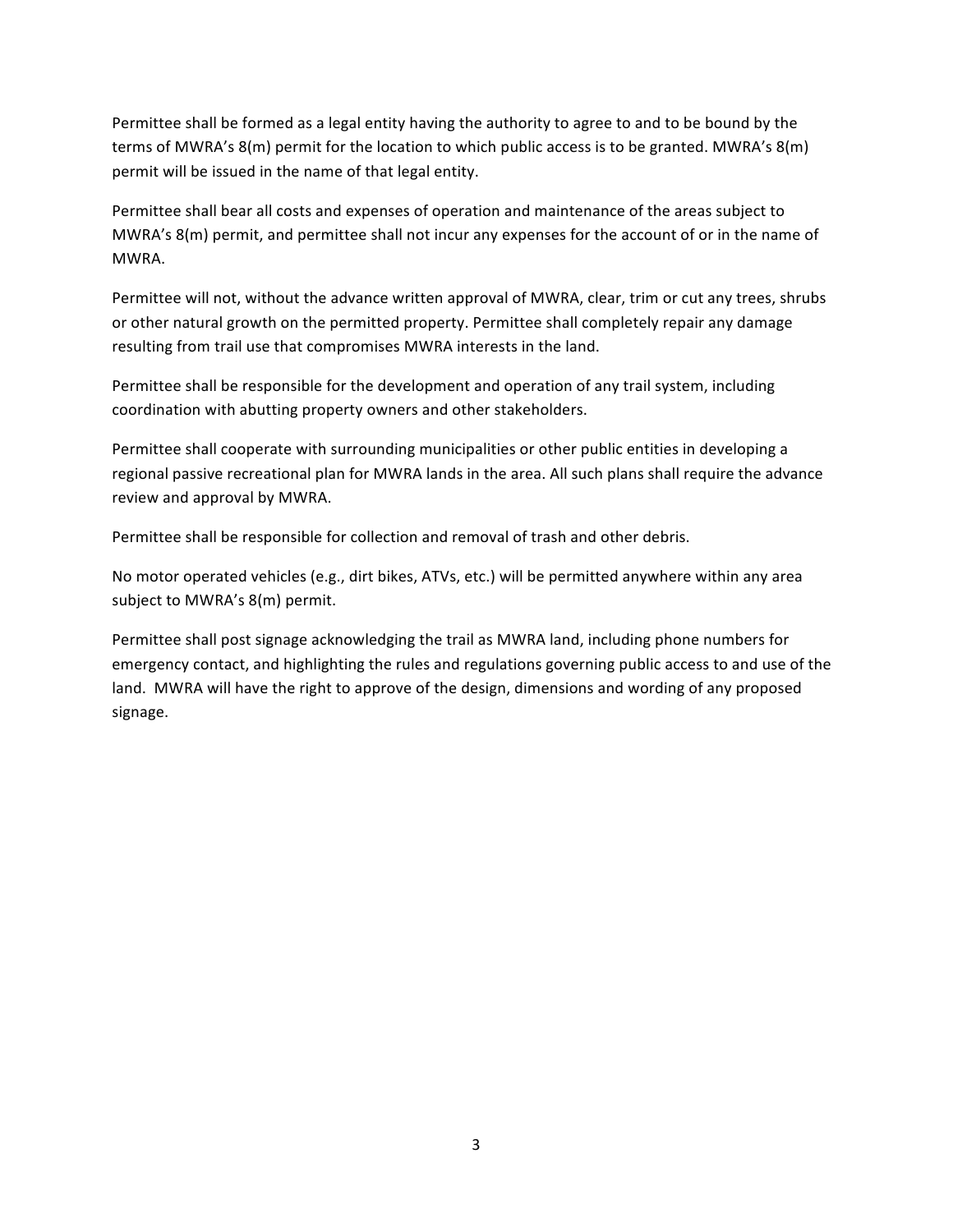Permittee shall be formed as a legal entity having the authority to agree to and to be bound by the terms of MWRA's 8(m) permit for the location to which public access is to be granted. MWRA's 8(m) permit will be issued in the name of that legal entity.

Permittee shall bear all costs and expenses of operation and maintenance of the areas subject to MWRA's 8(m) permit, and permittee shall not incur any expenses for the account of or in the name of MWRA.

Permittee will not, without the advance written approval of MWRA, clear, trim or cut any trees, shrubs or other natural growth on the permitted property. Permittee shall completely repair any damage resulting from trail use that compromises MWRA interests in the land.

Permittee shall be responsible for the development and operation of any trail system, including coordination with abutting property owners and other stakeholders.

Permittee shall cooperate with surrounding municipalities or other public entities in developing a regional passive recreational plan for MWRA lands in the area. All such plans shall require the advance review and approval by MWRA.

Permittee shall be responsible for collection and removal of trash and other debris.

No motor operated vehicles (e.g., dirt bikes, ATVs, etc.) will be permitted anywhere within any area subject to MWRA's 8(m) permit.

Permittee shall post signage acknowledging the trail as MWRA land, including phone numbers for emergency contact, and highlighting the rules and regulations governing public access to and use of the land. MWRA will have the right to approve of the design, dimensions and wording of any proposed signage.